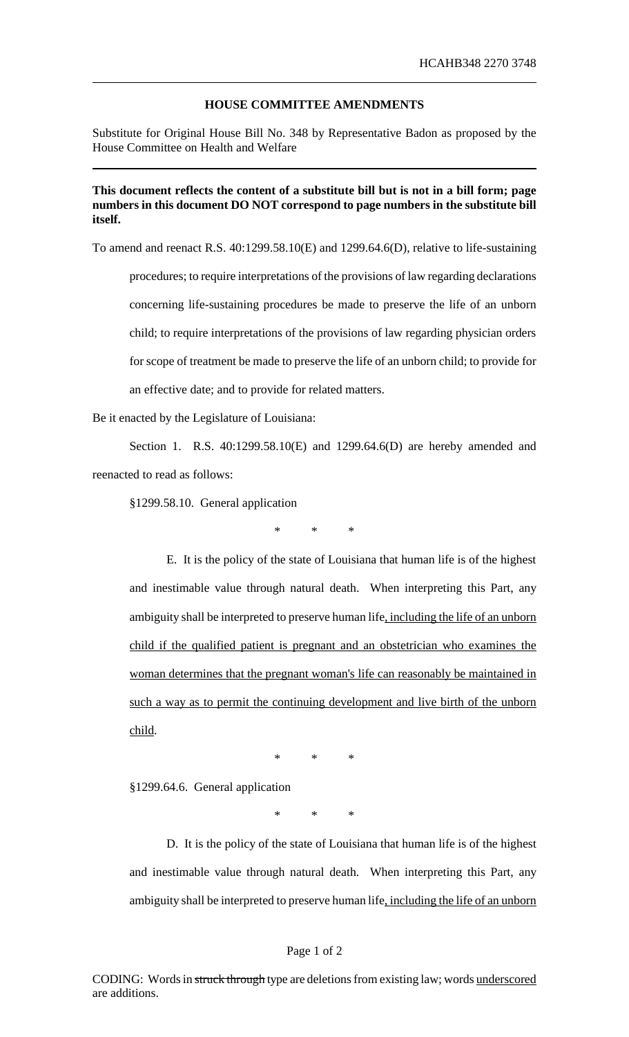HCAHB348 2270 3748

## HOUSE COMMITTEE AMENDMENTS

Substitute for Original House Bill No. 348 by Representative Badon as proposed by the House Committee on Health and Welfare

**This document reflects the content of a substitute bill but is not in a bill form; page numbers in this document DO NOT correspond to page numbers in the substitute bill itself.**

To amend and reenact R.S. 40:1299.58.10(E) and 1299.64.6(D), relative to life-sustaining procedures; to require interpretations of the provisions of law regarding declarations concerning life-sustaining procedures be made to preserve the life of an unborn child; to require interpretations of the provisions of law regarding physician orders for scope of treatment be made to preserve the life of an unborn child; to provide for an effective date; and to provide for related matters.

Be it enacted by the Legislature of Louisiana:

Section 1. R.S. 40:1299.58.10(E) and 1299.64.6(D) are hereby amended and reenacted to read as follows:

§1299.58.10. General application

\* \* \*

E. It is the policy of the state of Louisiana that human life is of the highest and inestimable value through natural death. When interpreting this Part, any ambiguity shall be interpreted to preserve human life<u>, including the life of an unborn child if the qualified patient is pregnant and an obstetrician who examines the woman determines that the pregnant woman's life can reasonably be maintained in such a way as to permit the continuing development and live birth of the unborn child</u>.

\* \* \*

§1299.64.6. General application

\* \* \*

D. It is the policy of the state of Louisiana that human life is of the highest and inestimable value through natural death. When interpreting this Part, any ambiguity shall be interpreted to preserve human life<u>, including the life of an unborn</u>

CODING: Words in ~~struck through~~ type are deletions from existing law; words <u>underscored</u> are additions.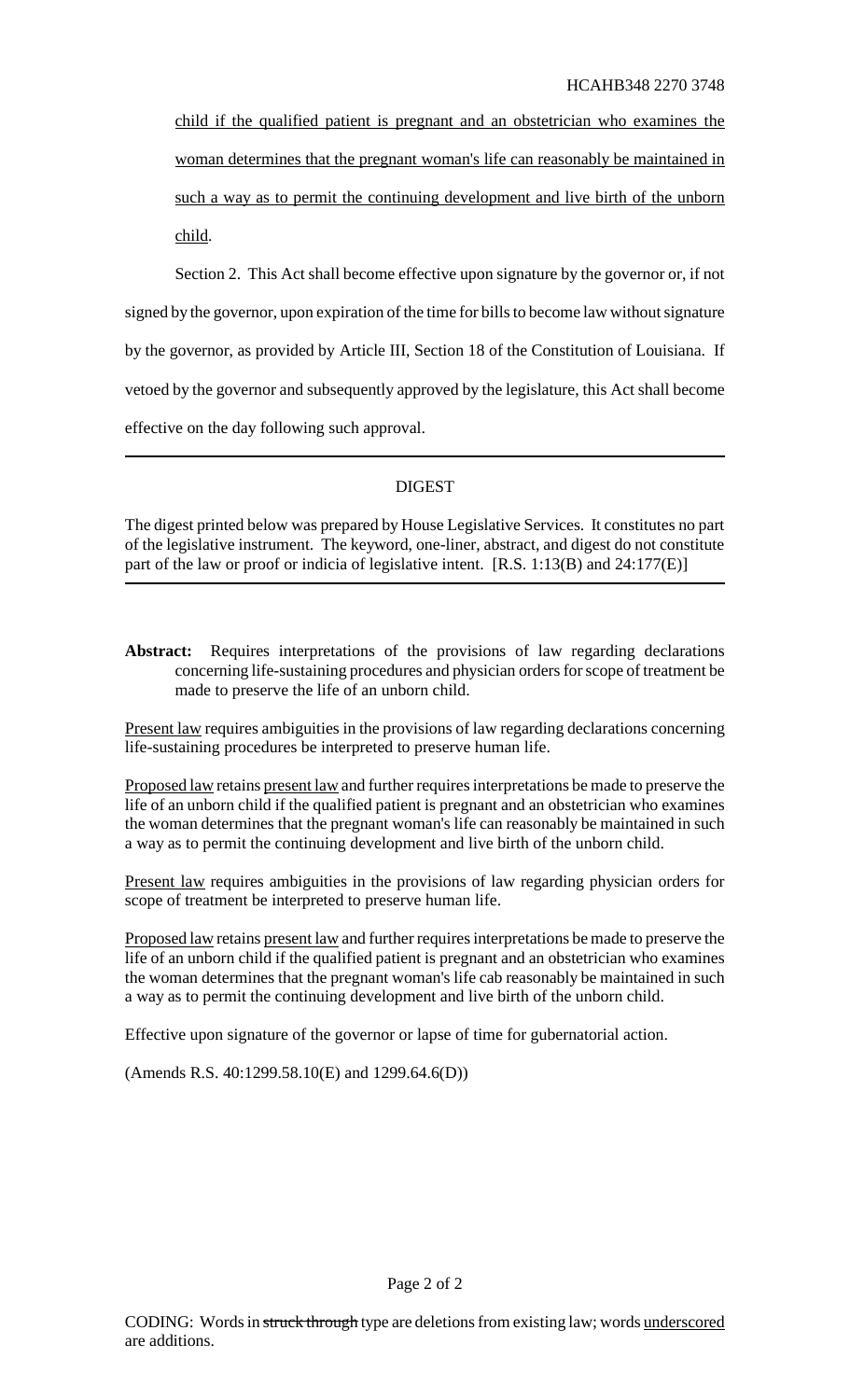child if the qualified patient is pregnant and an obstetrician who examines the woman determines that the pregnant woman's life can reasonably be maintained in such a way as to permit the continuing development and live birth of the unborn child.

Section 2. This Act shall become effective upon signature by the governor or, if not signed by the governor, upon expiration of the time for bills to become law without signature by the governor, as provided by Article III, Section 18 of the Constitution of Louisiana. If vetoed by the governor and subsequently approved by the legislature, this Act shall become effective on the day following such approval.

---

## DIGEST

The digest printed below was prepared by House Legislative Services. It constitutes no part of the legislative instrument. The keyword, one-liner, abstract, and digest do not constitute part of the law or proof or indicia of legislative intent. [R.S. 1:13(B) and 24:177(E)]

---

**Abstract:** Requires interpretations of the provisions of law regarding declarations concerning life-sustaining procedures and physician orders for scope of treatment be made to preserve the life of an unborn child.

Present law requires ambiguities in the provisions of law regarding declarations concerning life-sustaining procedures be interpreted to preserve human life.

Proposed law retains present law and further requires interpretations be made to preserve the life of an unborn child if the qualified patient is pregnant and an obstetrician who examines the woman determines that the pregnant woman's life can reasonably be maintained in such a way as to permit the continuing development and live birth of the unborn child.

Present law requires ambiguities in the provisions of law regarding physician orders for scope of treatment be interpreted to preserve human life.

Proposed law retains present law and further requires interpretations be made to preserve the life of an unborn child if the qualified patient is pregnant and an obstetrician who examines the woman determines that the pregnant woman's life cab reasonably be maintained in such a way as to permit the continuing development and live birth of the unborn child.

Effective upon signature of the governor or lapse of time for gubernatorial action.

(Amends R.S. 40:1299.58.10(E) and 1299.64.6(D))

CODING: Words in ~~struck through~~ type are deletions from existing law; words underscored are additions.